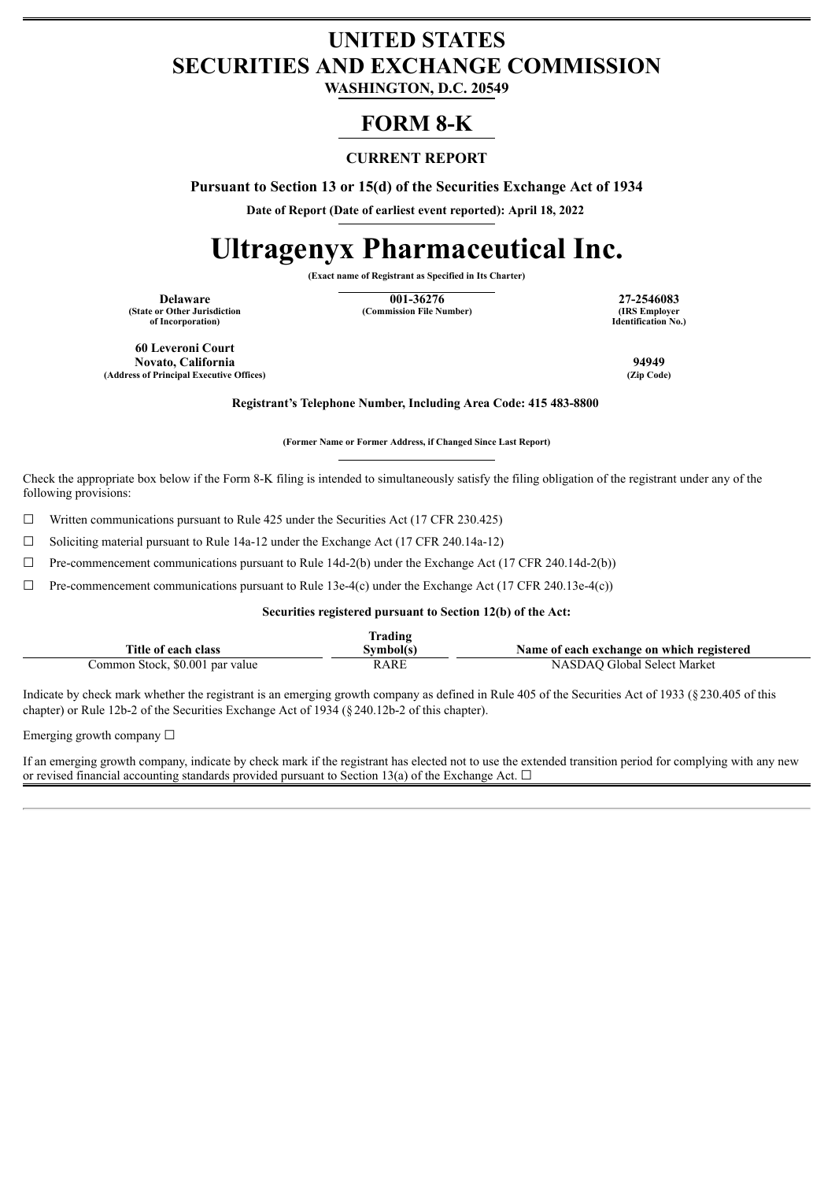# UNITED STATES
# SECURITIES AND EXCHANGE COMMISSION

**WASHINGTON, D.C. 20549**

# FORM 8-K

**CURRENT REPORT**

**Pursuant to Section 13 or 15(d) of the Securities Exchange Act of 1934**

**Date of Report (Date of earliest event reported): April 18, 2022**

# Ultragenyx Pharmaceutical Inc.

**(Exact name of Registrant as Specified in Its Charter)**

| **Delaware** | **001-36276** | **27-2546083** |
|---|---|---|
| **(State or Other Jurisdiction of Incorporation)** | **(Commission File Number)** | **(IRS Employer Identification No.)** |

| **60 Leveroni Court Novato, California** | **94949** |
|---|---|
| **(Address of Principal Executive Offices)** | **(Zip Code)** |

**Registrant's Telephone Number, Including Area Code: 415 483-8800**

**(Former Name or Former Address, if Changed Since Last Report)**

Check the appropriate box below if the Form 8-K filing is intended to simultaneously satisfy the filing obligation of the registrant under any of the following provisions:

☐ Written communications pursuant to Rule 425 under the Securities Act (17 CFR 230.425)

☐ Soliciting material pursuant to Rule 14a-12 under the Exchange Act (17 CFR 240.14a-12)

☐ Pre-commencement communications pursuant to Rule 14d-2(b) under the Exchange Act (17 CFR 240.14d-2(b))

☐ Pre-commencement communications pursuant to Rule 13e-4(c) under the Exchange Act (17 CFR 240.13e-4(c))

**Securities registered pursuant to Section 12(b) of the Act:**

| Title of each class | Trading Symbol(s) | Name of each exchange on which registered |
|---|---|---|
| Common Stock, $0.001 par value | RARE | NASDAQ Global Select Market |

Indicate by check mark whether the registrant is an emerging growth company as defined in Rule 405 of the Securities Act of 1933 (§230.405 of this chapter) or Rule 12b-2 of the Securities Exchange Act of 1934 (§240.12b-2 of this chapter).

Emerging growth company ☐

If an emerging growth company, indicate by check mark if the registrant has elected not to use the extended transition period for complying with any new or revised financial accounting standards provided pursuant to Section 13(a) of the Exchange Act. ☐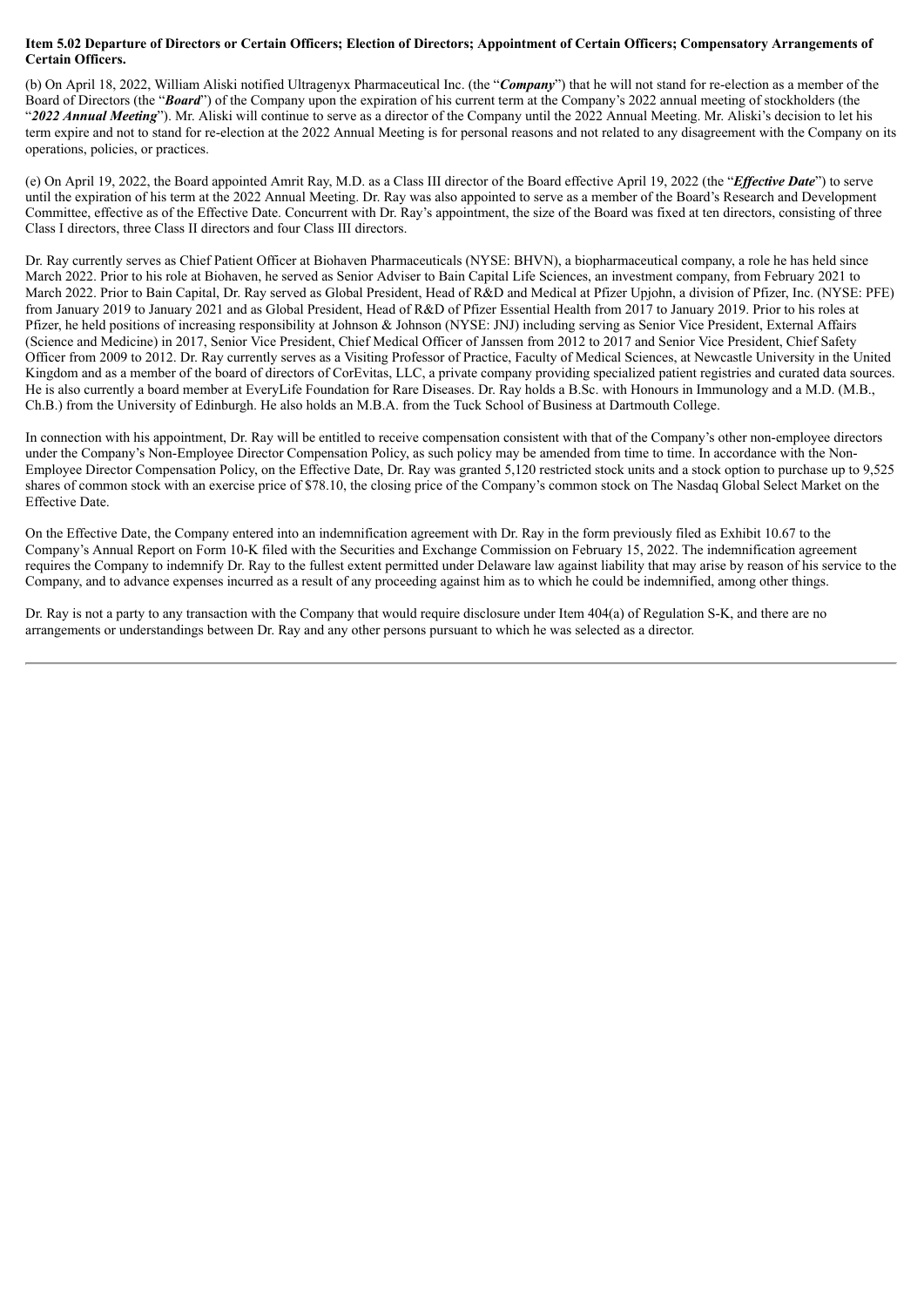**Item 5.02 Departure of Directors or Certain Officers; Election of Directors; Appointment of Certain Officers; Compensatory Arrangements of Certain Officers.**

(b) On April 18, 2022, William Aliski notified Ultragenyx Pharmaceutical Inc. (the "***Company***") that he will not stand for re-election as a member of the Board of Directors (the "***Board***") of the Company upon the expiration of his current term at the Company's 2022 annual meeting of stockholders (the "***2022 Annual Meeting***"). Mr. Aliski will continue to serve as a director of the Company until the 2022 Annual Meeting. Mr. Aliski's decision to let his term expire and not to stand for re-election at the 2022 Annual Meeting is for personal reasons and not related to any disagreement with the Company on its operations, policies, or practices.

(e) On April 19, 2022, the Board appointed Amrit Ray, M.D. as a Class III director of the Board effective April 19, 2022 (the "***Effective Date***") to serve until the expiration of his term at the 2022 Annual Meeting. Dr. Ray was also appointed to serve as a member of the Board's Research and Development Committee, effective as of the Effective Date. Concurrent with Dr. Ray's appointment, the size of the Board was fixed at ten directors, consisting of three Class I directors, three Class II directors and four Class III directors.

Dr. Ray currently serves as Chief Patient Officer at Biohaven Pharmaceuticals (NYSE: BHVN), a biopharmaceutical company, a role he has held since March 2022. Prior to his role at Biohaven, he served as Senior Adviser to Bain Capital Life Sciences, an investment company, from February 2021 to March 2022. Prior to Bain Capital, Dr. Ray served as Global President, Head of R&D and Medical at Pfizer Upjohn, a division of Pfizer, Inc. (NYSE: PFE) from January 2019 to January 2021 and as Global President, Head of R&D of Pfizer Essential Health from 2017 to January 2019. Prior to his roles at Pfizer, he held positions of increasing responsibility at Johnson & Johnson (NYSE: JNJ) including serving as Senior Vice President, External Affairs (Science and Medicine) in 2017, Senior Vice President, Chief Medical Officer of Janssen from 2012 to 2017 and Senior Vice President, Chief Safety Officer from 2009 to 2012. Dr. Ray currently serves as a Visiting Professor of Practice, Faculty of Medical Sciences, at Newcastle University in the United Kingdom and as a member of the board of directors of CorEvitas, LLC, a private company providing specialized patient registries and curated data sources. He is also currently a board member at EveryLife Foundation for Rare Diseases. Dr. Ray holds a B.Sc. with Honours in Immunology and a M.D. (M.B., Ch.B.) from the University of Edinburgh. He also holds an M.B.A. from the Tuck School of Business at Dartmouth College.

In connection with his appointment, Dr. Ray will be entitled to receive compensation consistent with that of the Company's other non-employee directors under the Company's Non-Employee Director Compensation Policy, as such policy may be amended from time to time. In accordance with the Non-Employee Director Compensation Policy, on the Effective Date, Dr. Ray was granted 5,120 restricted stock units and a stock option to purchase up to 9,525 shares of common stock with an exercise price of $78.10, the closing price of the Company's common stock on The Nasdaq Global Select Market on the Effective Date.

On the Effective Date, the Company entered into an indemnification agreement with Dr. Ray in the form previously filed as Exhibit 10.67 to the Company's Annual Report on Form 10-K filed with the Securities and Exchange Commission on February 15, 2022. The indemnification agreement requires the Company to indemnify Dr. Ray to the fullest extent permitted under Delaware law against liability that may arise by reason of his service to the Company, and to advance expenses incurred as a result of any proceeding against him as to which he could be indemnified, among other things.

Dr. Ray is not a party to any transaction with the Company that would require disclosure under Item 404(a) of Regulation S-K, and there are no arrangements or understandings between Dr. Ray and any other persons pursuant to which he was selected as a director.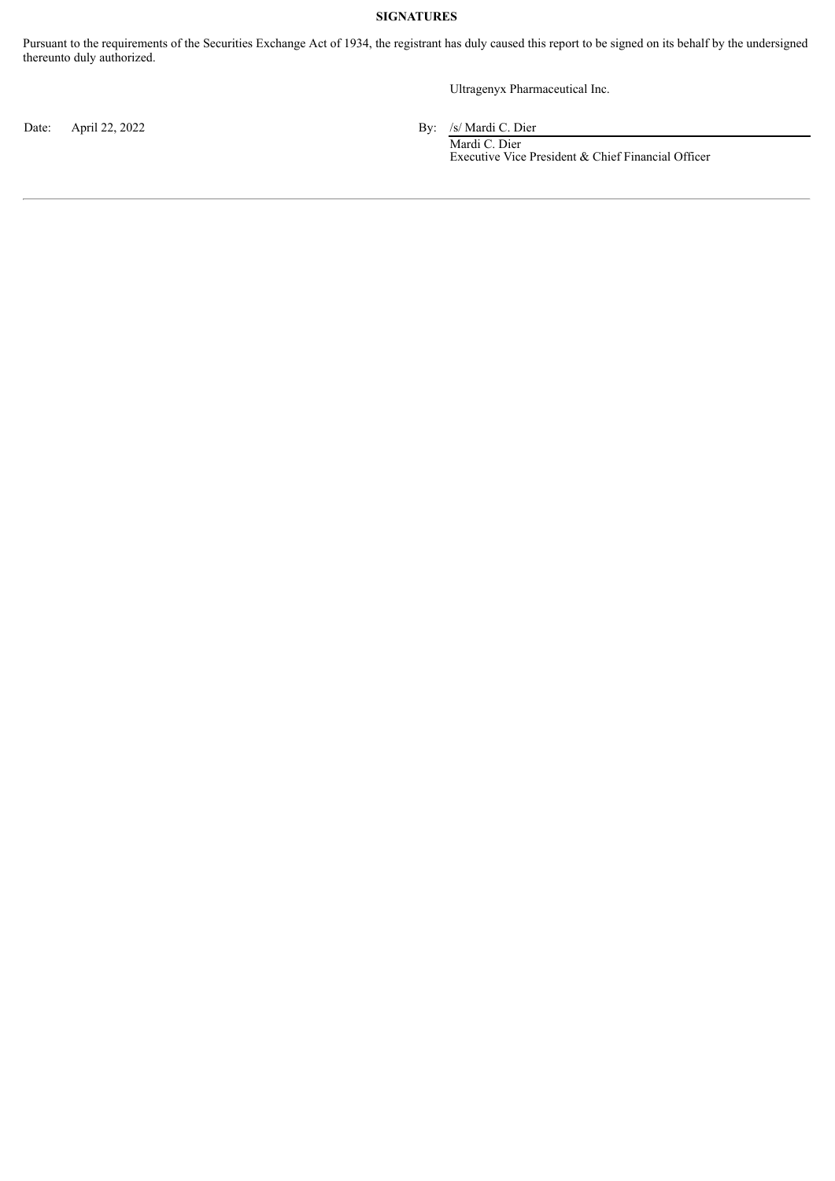**SIGNATURES**

Pursuant to the requirements of the Securities Exchange Act of 1934, the registrant has duly caused this report to be signed on its behalf by the undersigned thereunto duly authorized.

Ultragenyx Pharmaceutical Inc.

Date: April 22, 2022

By: /s/ Mardi C. Dier
Mardi C. Dier
Executive Vice President & Chief Financial Officer